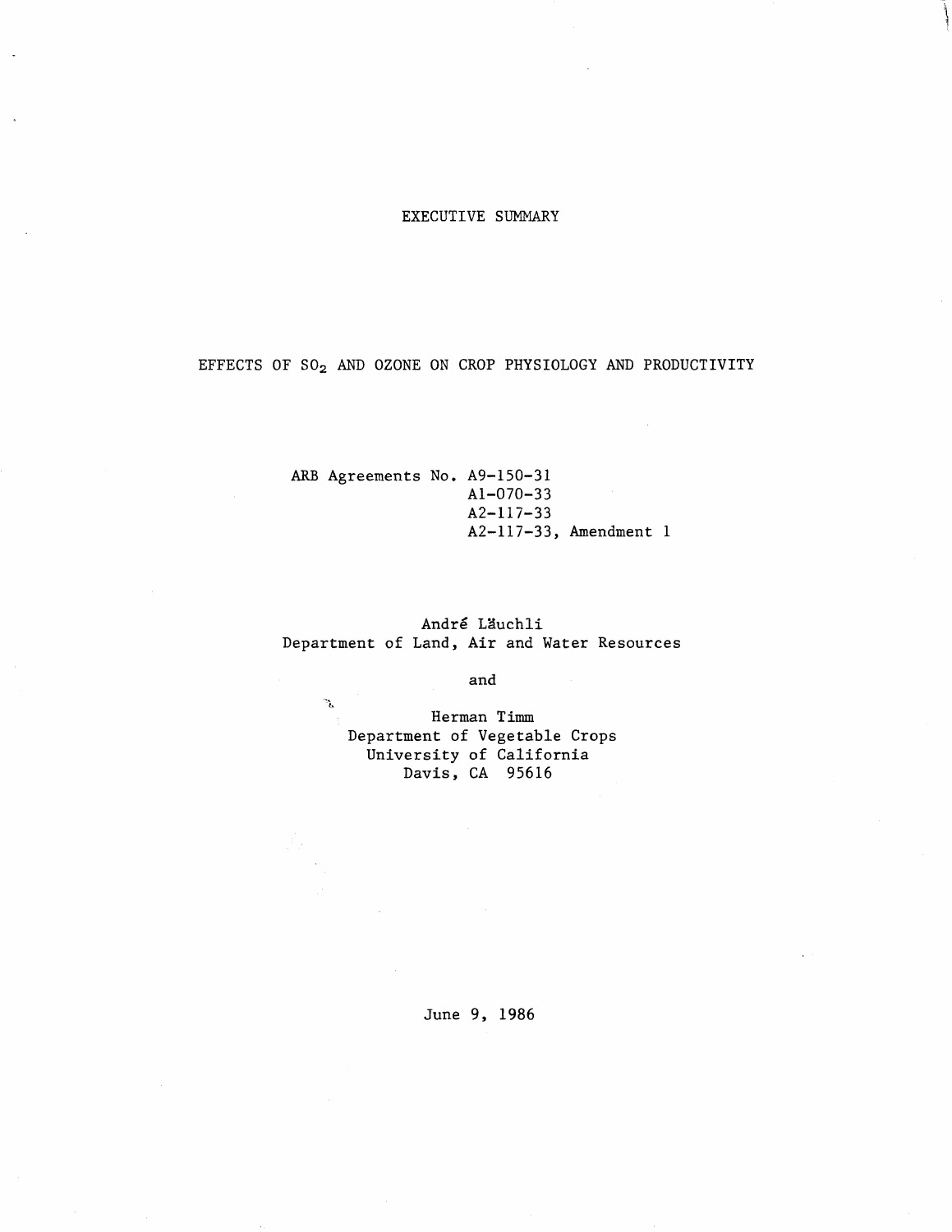# EXECUTIVE SUMMARY

## EFFECTS OF $SO_2$ AND OZONE ON CROP PHYSIOLOGY AND PRODUCTIVITY

ARB Agreements No. A9-150-31  
A1-070-33  
A2-117-33  
A2-117-33, Amendment 1

André Läuchli  
Department of Land, Air and Water Resources

and

Herman Timm  
Department of Vegetable Crops  
University of California  
Davis, CA 95616

June 9, 1986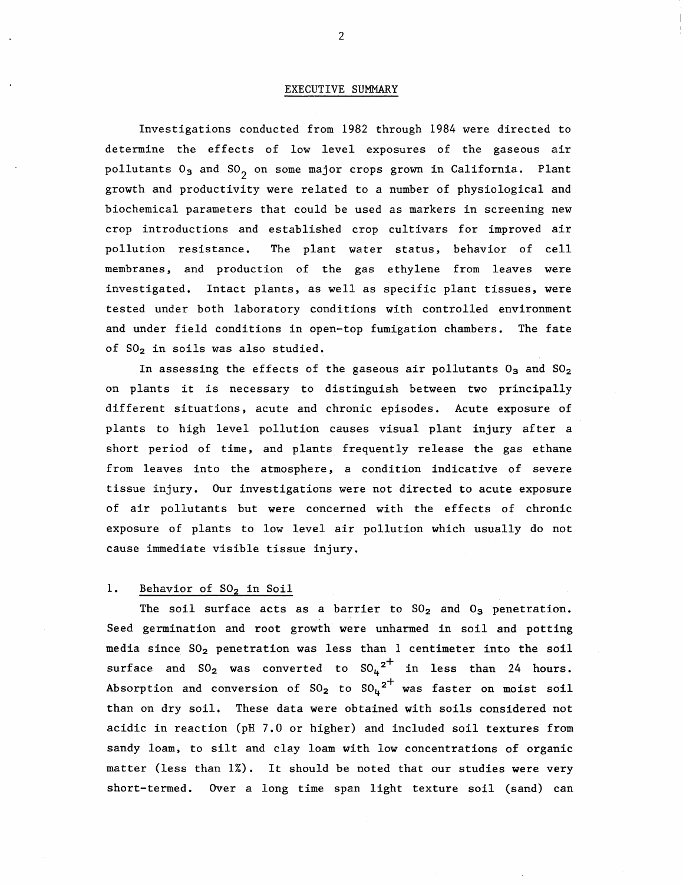## EXECUTIVE SUMMARY

Investigations conducted from 1982 through 1984 were directed to determine the effects of low level exposures of the gaseous air pollutants $O_3$ and $SO_2$ on some major crops grown in California. Plant growth and productivity were related to a number of physiological and biochemical parameters that could be used as markers in screening new crop introductions and established crop cultivars for improved air pollution resistance. The plant water status, behavior of cell membranes, and production of the gas ethylene from leaves were investigated. Intact plants, as well as specific plant tissues, were tested under both laboratory conditions with controlled environment and under field conditions in open-top fumigation chambers. The fate of $SO_2$ in soils was also studied.

In assessing the effects of the gaseous air pollutants $O_3$ and $SO_2$ on plants it is necessary to distinguish between two principally different situations, acute and chronic episodes. Acute exposure of plants to high level pollution causes visual plant injury after a short period of time, and plants frequently release the gas ethane from leaves into the atmosphere, a condition indicative of severe tissue injury. Our investigations were not directed to acute exposure of air pollutants but were concerned with the effects of chronic exposure of plants to low level air pollution which usually do not cause immediate visible tissue injury.

### 1. Behavior of $SO_2$ in Soil

The soil surface acts as a barrier to $SO_2$ and $O_3$ penetration. Seed germination and root growth were unharmed in soil and potting media since $SO_2$ penetration was less than 1 centimeter into the soil surface and $SO_2$ was converted to $SO_4^{2+}$ in less than 24 hours. Absorption and conversion of $SO_2$ to $SO_4^{2+}$ was faster on moist soil than on dry soil. These data were obtained with soils considered not acidic in reaction (pH 7.0 or higher) and included soil textures from sandy loam, to silt and clay loam with low concentrations of organic matter (less than 1%). It should be noted that our studies were very short-termed. Over a long time span light texture soil (sand) can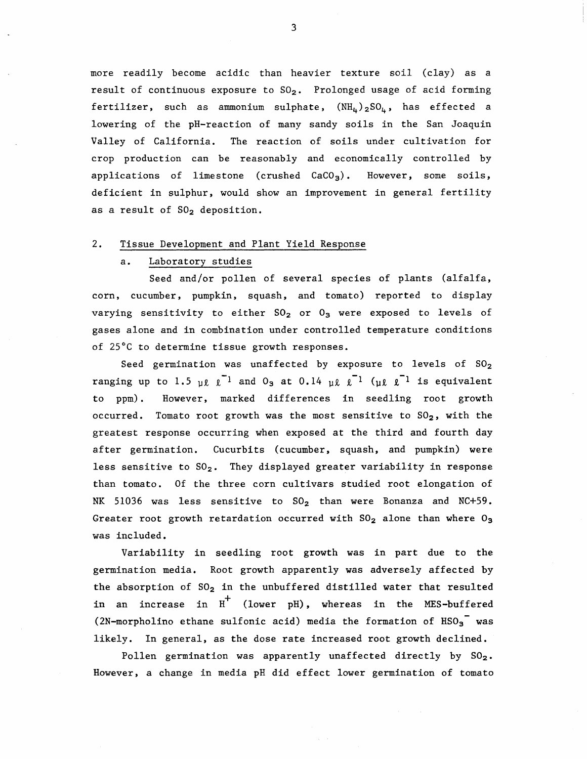more readily become acidic than heavier texture soil (clay) as a result of continuous exposure to $SO_2$. Prolonged usage of acid forming fertilizer, such as ammonium sulphate, $(NH_4)_2SO_4$, has effected a lowering of the pH-reaction of many sandy soils in the San Joaquin Valley of California. The reaction of soils under cultivation for crop production can be reasonably and economically controlled by applications of limestone (crushed $CaCO_3$). However, some soils, deficient in sulphur, would show an improvement in general fertility as a result of $SO_2$ deposition.

## 2. Tissue Development and Plant Yield Response

### a. Laboratory studies

Seed and/or pollen of several species of plants (alfalfa, corn, cucumber, pumpkin, squash, and tomato) reported to display varying sensitivity to either $SO_2$ or $O_3$ were exposed to levels of gases alone and in combination under controlled temperature conditions of 25°C to determine tissue growth responses.

Seed germination was unaffected by exposure to levels of $SO_2$ ranging up to 1.5 $\mu\ell\ \ell^{-1}$ and $O_3$ at 0.14 $\mu\ell\ \ell^{-1}$ ($\mu\ell\ \ell^{-1}$ is equivalent to ppm). However, marked differences in seedling root growth occurred. Tomato root growth was the most sensitive to $SO_2$, with the greatest response occurring when exposed at the third and fourth day after germination. Cucurbits (cucumber, squash, and pumpkin) were less sensitive to $SO_2$. They displayed greater variability in response than tomato. Of the three corn cultivars studied root elongation of NK 51036 was less sensitive to $SO_2$ than were Bonanza and NC+59. Greater root growth retardation occurred with $SO_2$ alone than where $O_3$ was included.

Variability in seedling root growth was in part due to the germination media. Root growth apparently was adversely affected by the absorption of $SO_2$ in the unbuffered distilled water that resulted in an increase in $H^+$ (lower pH), whereas in the MES-buffered (2N-morpholino ethane sulfonic acid) media the formation of $HSO_3^-$ was likely. In general, as the dose rate increased root growth declined.

Pollen germination was apparently unaffected directly by $SO_2$. However, a change in media pH did effect lower germination of tomato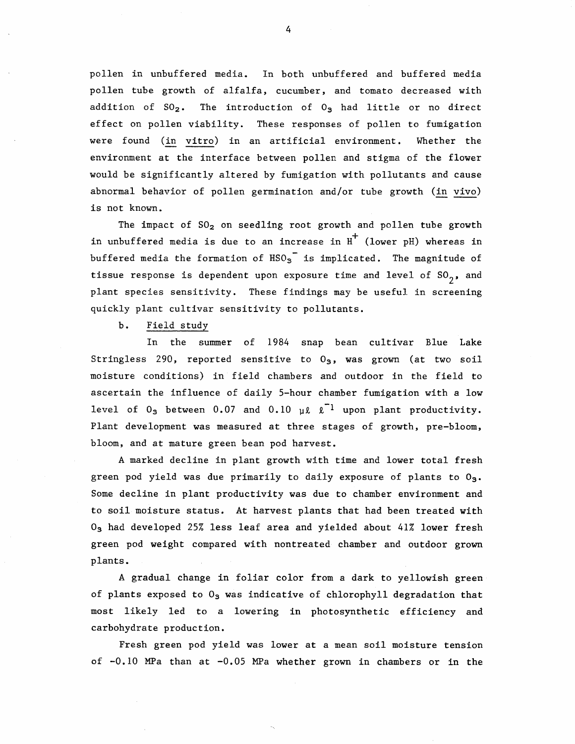pollen in unbuffered media. In both unbuffered and buffered media pollen tube growth of alfalfa, cucumber, and tomato decreased with addition of $SO_2$. The introduction of $O_3$ had little or no direct effect on pollen viability. These responses of pollen to fumigation were found (in vitro) in an artificial environment. Whether the environment at the interface between pollen and stigma of the flower would be significantly altered by fumigation with pollutants and cause abnormal behavior of pollen germination and/or tube growth (in vivo) is not known.

The impact of $SO_2$ on seedling root growth and pollen tube growth in unbuffered media is due to an increase in $H^+$ (lower pH) whereas in buffered media the formation of $HSO_3^-$ is implicated. The magnitude of tissue response is dependent upon exposure time and level of $SO_2$, and plant species sensitivity. These findings may be useful in screening quickly plant cultivar sensitivity to pollutants.

b. Field study

In the summer of 1984 snap bean cultivar Blue Lake Stringless 290, reported sensitive to $O_3$, was grown (at two soil moisture conditions) in field chambers and outdoor in the field to ascertain the influence of daily 5-hour chamber fumigation with a low level of $O_3$ between 0.07 and 0.10 $\mu\ell\ \ell^{-1}$ upon plant productivity. Plant development was measured at three stages of growth, pre-bloom, bloom, and at mature green bean pod harvest.

A marked decline in plant growth with time and lower total fresh green pod yield was due primarily to daily exposure of plants to $O_3$. Some decline in plant productivity was due to chamber environment and to soil moisture status. At harvest plants that had been treated with $O_3$ had developed 25% less leaf area and yielded about 41% lower fresh green pod weight compared with nontreated chamber and outdoor grown plants.

A gradual change in foliar color from a dark to yellowish green of plants exposed to $O_3$ was indicative of chlorophyll degradation that most likely led to a lowering in photosynthetic efficiency and carbohydrate production.

Fresh green pod yield was lower at a mean soil moisture tension of -0.10 MPa than at -0.05 MPa whether grown in chambers or in the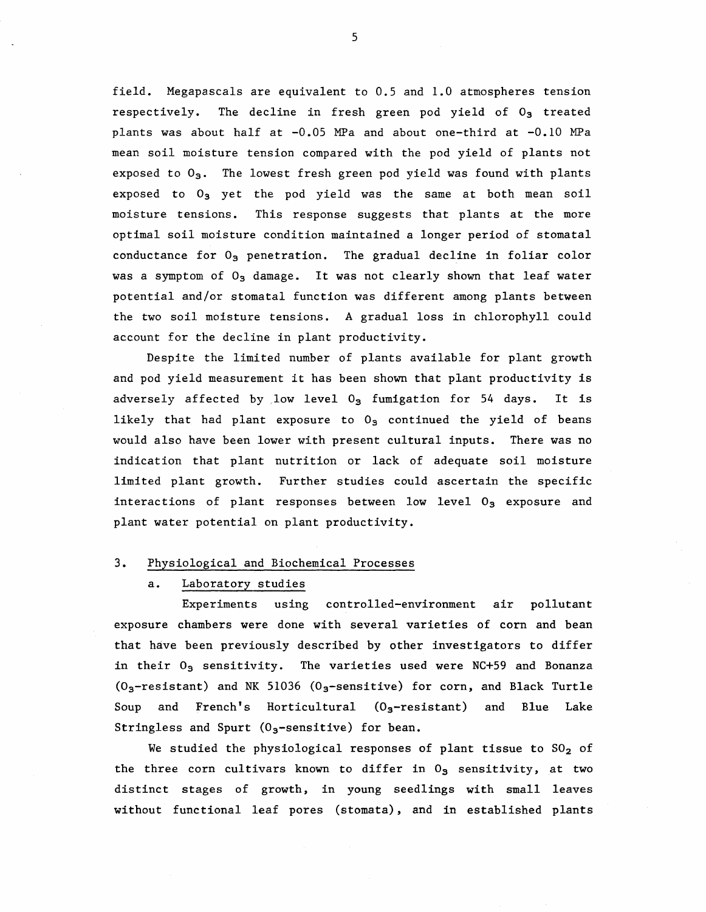field. Megapascals are equivalent to 0.5 and 1.0 atmospheres tension respectively. The decline in fresh green pod yield of $O_3$ treated plants was about half at -0.05 MPa and about one-third at -0.10 MPa mean soil moisture tension compared with the pod yield of plants not exposed to $O_3$. The lowest fresh green pod yield was found with plants exposed to $O_3$ yet the pod yield was the same at both mean soil moisture tensions. This response suggests that plants at the more optimal soil moisture condition maintained a longer period of stomatal conductance for $O_3$ penetration. The gradual decline in foliar color was a symptom of $O_3$ damage. It was not clearly shown that leaf water potential and/or stomatal function was different among plants between the two soil moisture tensions. A gradual loss in chlorophyll could account for the decline in plant productivity.

Despite the limited number of plants available for plant growth and pod yield measurement it has been shown that plant productivity is adversely affected by low level $O_3$ fumigation for 54 days. It is likely that had plant exposure to $O_3$ continued the yield of beans would also have been lower with present cultural inputs. There was no indication that plant nutrition or lack of adequate soil moisture limited plant growth. Further studies could ascertain the specific interactions of plant responses between low level $O_3$ exposure and plant water potential on plant productivity.

3. Physiological and Biochemical Processes

a. Laboratory studies

Experiments using controlled-environment air pollutant exposure chambers were done with several varieties of corn and bean that have been previously described by other investigators to differ in their $O_3$ sensitivity. The varieties used were NC+59 and Bonanza ($O_3$-resistant) and NK 51036 ($O_3$-sensitive) for corn, and Black Turtle Soup and French's Horticultural ($O_3$-resistant) and Blue Lake Stringless and Spurt ($O_3$-sensitive) for bean.

We studied the physiological responses of plant tissue to $SO_2$ of the three corn cultivars known to differ in $O_3$ sensitivity, at two distinct stages of growth, in young seedlings with small leaves without functional leaf pores (stomata), and in established plants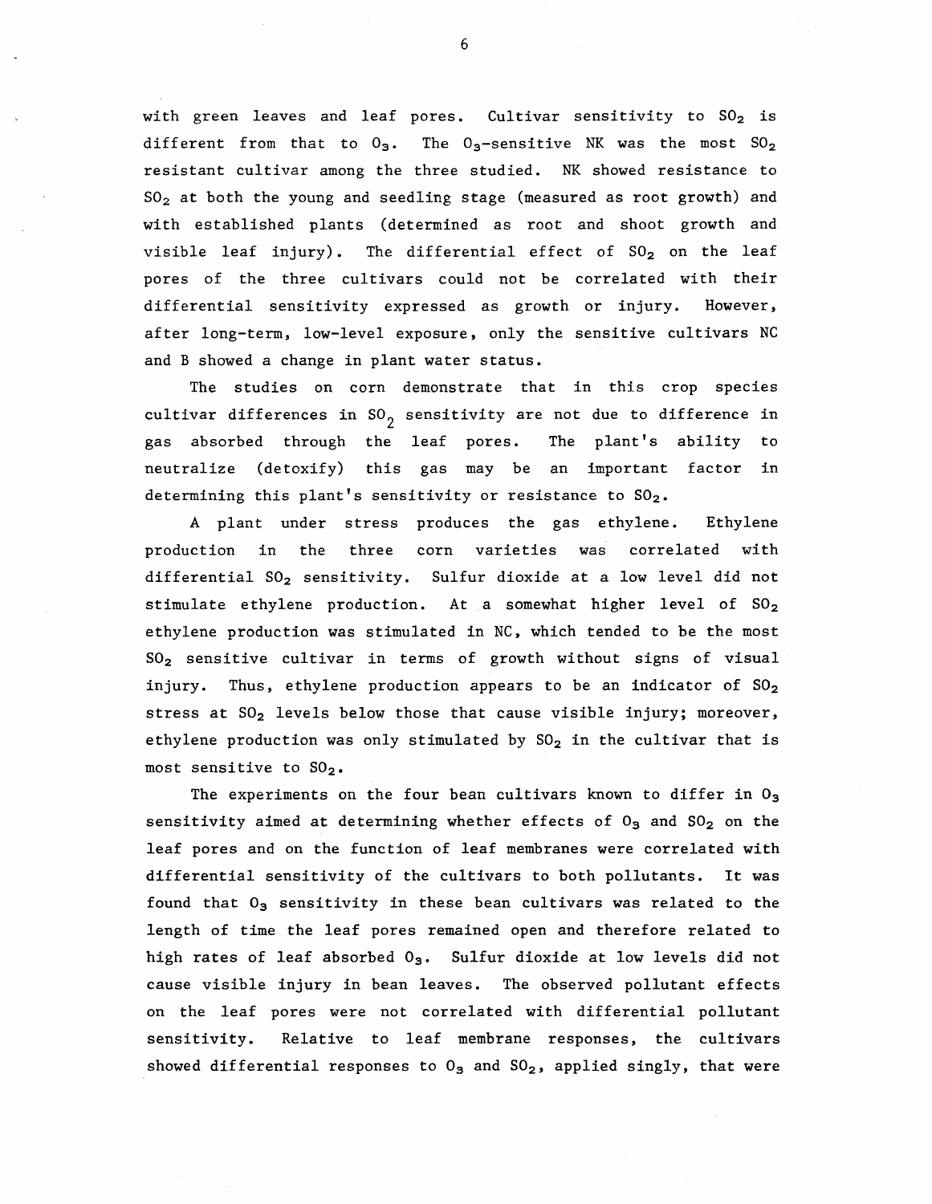with green leaves and leaf pores. Cultivar sensitivity to $SO_2$ is different from that to $O_3$. The $O_3$-sensitive NK was the most $SO_2$ resistant cultivar among the three studied. NK showed resistance to $SO_2$ at both the young and seedling stage (measured as root growth) and with established plants (determined as root and shoot growth and visible leaf injury). The differential effect of $SO_2$ on the leaf pores of the three cultivars could not be correlated with their differential sensitivity expressed as growth or injury. However, after long-term, low-level exposure, only the sensitive cultivars NC and B showed a change in plant water status.

The studies on corn demonstrate that in this crop species cultivar differences in $SO_2$ sensitivity are not due to difference in gas absorbed through the leaf pores. The plant's ability to neutralize (detoxify) this gas may be an important factor in determining this plant's sensitivity or resistance to $SO_2$.

A plant under stress produces the gas ethylene. Ethylene production in the three corn varieties was correlated with differential $SO_2$ sensitivity. Sulfur dioxide at a low level did not stimulate ethylene production. At a somewhat higher level of $SO_2$ ethylene production was stimulated in NC, which tended to be the most $SO_2$ sensitive cultivar in terms of growth without signs of visual injury. Thus, ethylene production appears to be an indicator of $SO_2$ stress at $SO_2$ levels below those that cause visible injury; moreover, ethylene production was only stimulated by $SO_2$ in the cultivar that is most sensitive to $SO_2$.

The experiments on the four bean cultivars known to differ in $O_3$ sensitivity aimed at determining whether effects of $O_3$ and $SO_2$ on the leaf pores and on the function of leaf membranes were correlated with differential sensitivity of the cultivars to both pollutants. It was found that $O_3$ sensitivity in these bean cultivars was related to the length of time the leaf pores remained open and therefore related to high rates of leaf absorbed $O_3$. Sulfur dioxide at low levels did not cause visible injury in bean leaves. The observed pollutant effects on the leaf pores were not correlated with differential pollutant sensitivity. Relative to leaf membrane responses, the cultivars showed differential responses to $O_3$ and $SO_2$, applied singly, that were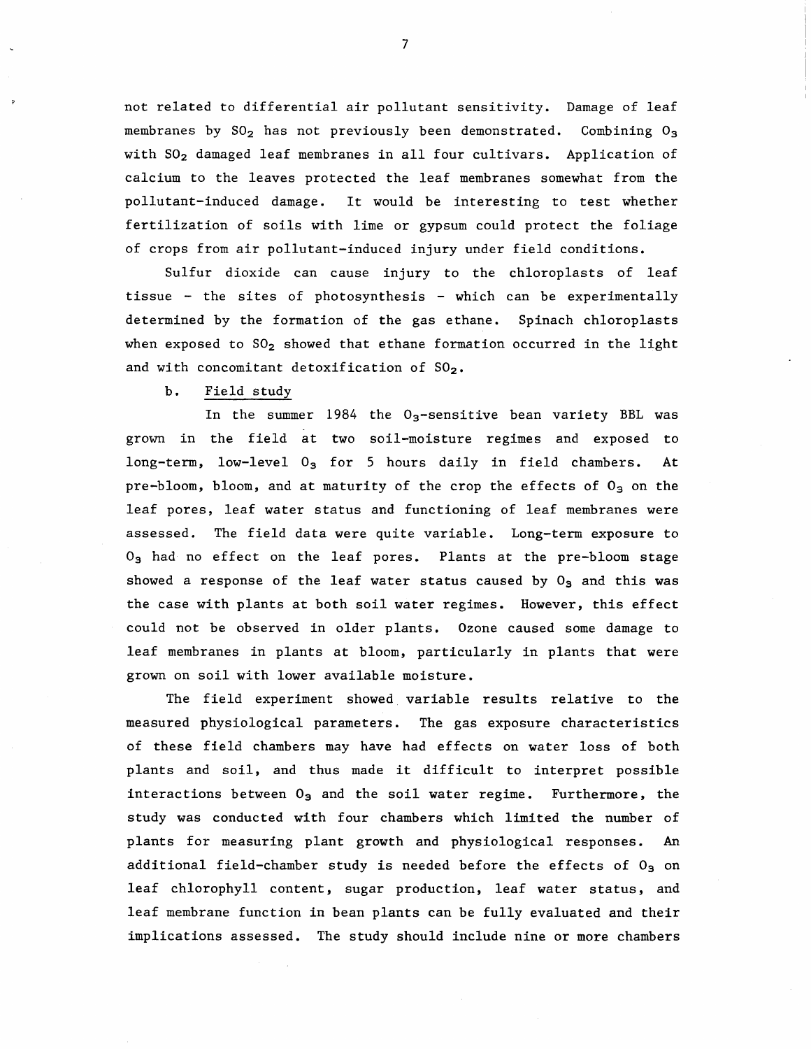not related to differential air pollutant sensitivity. Damage of leaf membranes by $SO_2$ has not previously been demonstrated. Combining $O_3$ with $SO_2$ damaged leaf membranes in all four cultivars. Application of calcium to the leaves protected the leaf membranes somewhat from the pollutant-induced damage. It would be interesting to test whether fertilization of soils with lime or gypsum could protect the foliage of crops from air pollutant-induced injury under field conditions.

Sulfur dioxide can cause injury to the chloroplasts of leaf tissue - the sites of photosynthesis - which can be experimentally determined by the formation of the gas ethane. Spinach chloroplasts when exposed to $SO_2$ showed that ethane formation occurred in the light and with concomitant detoxification of $SO_2$.

b. Field study

In the summer 1984 the $O_3$-sensitive bean variety BBL was grown in the field at two soil-moisture regimes and exposed to long-term, low-level $O_3$ for 5 hours daily in field chambers. At pre-bloom, bloom, and at maturity of the crop the effects of $O_3$ on the leaf pores, leaf water status and functioning of leaf membranes were assessed. The field data were quite variable. Long-term exposure to $O_3$ had no effect on the leaf pores. Plants at the pre-bloom stage showed a response of the leaf water status caused by $O_3$ and this was the case with plants at both soil water regimes. However, this effect could not be observed in older plants. Ozone caused some damage to leaf membranes in plants at bloom, particularly in plants that were grown on soil with lower available moisture.

The field experiment showed variable results relative to the measured physiological parameters. The gas exposure characteristics of these field chambers may have had effects on water loss of both plants and soil, and thus made it difficult to interpret possible interactions between $O_3$ and the soil water regime. Furthermore, the study was conducted with four chambers which limited the number of plants for measuring plant growth and physiological responses. An additional field-chamber study is needed before the effects of $O_3$ on leaf chlorophyll content, sugar production, leaf water status, and leaf membrane function in bean plants can be fully evaluated and their implications assessed. The study should include nine or more chambers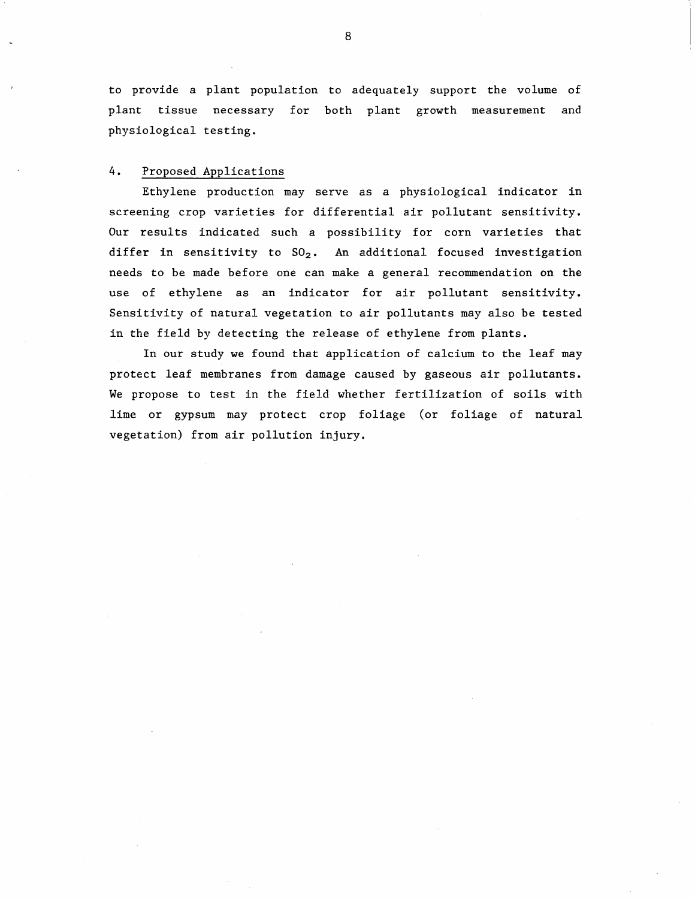to provide a plant population to adequately support the volume of plant tissue necessary for both plant growth measurement and physiological testing.

## 4. Proposed Applications

Ethylene production may serve as a physiological indicator in screening crop varieties for differential air pollutant sensitivity. Our results indicated such a possibility for corn varieties that differ in sensitivity to $SO_2$. An additional focused investigation needs to be made before one can make a general recommendation on the use of ethylene as an indicator for air pollutant sensitivity. Sensitivity of natural vegetation to air pollutants may also be tested in the field by detecting the release of ethylene from plants.

In our study we found that application of calcium to the leaf may protect leaf membranes from damage caused by gaseous air pollutants. We propose to test in the field whether fertilization of soils with lime or gypsum may protect crop foliage (or foliage of natural vegetation) from air pollution injury.